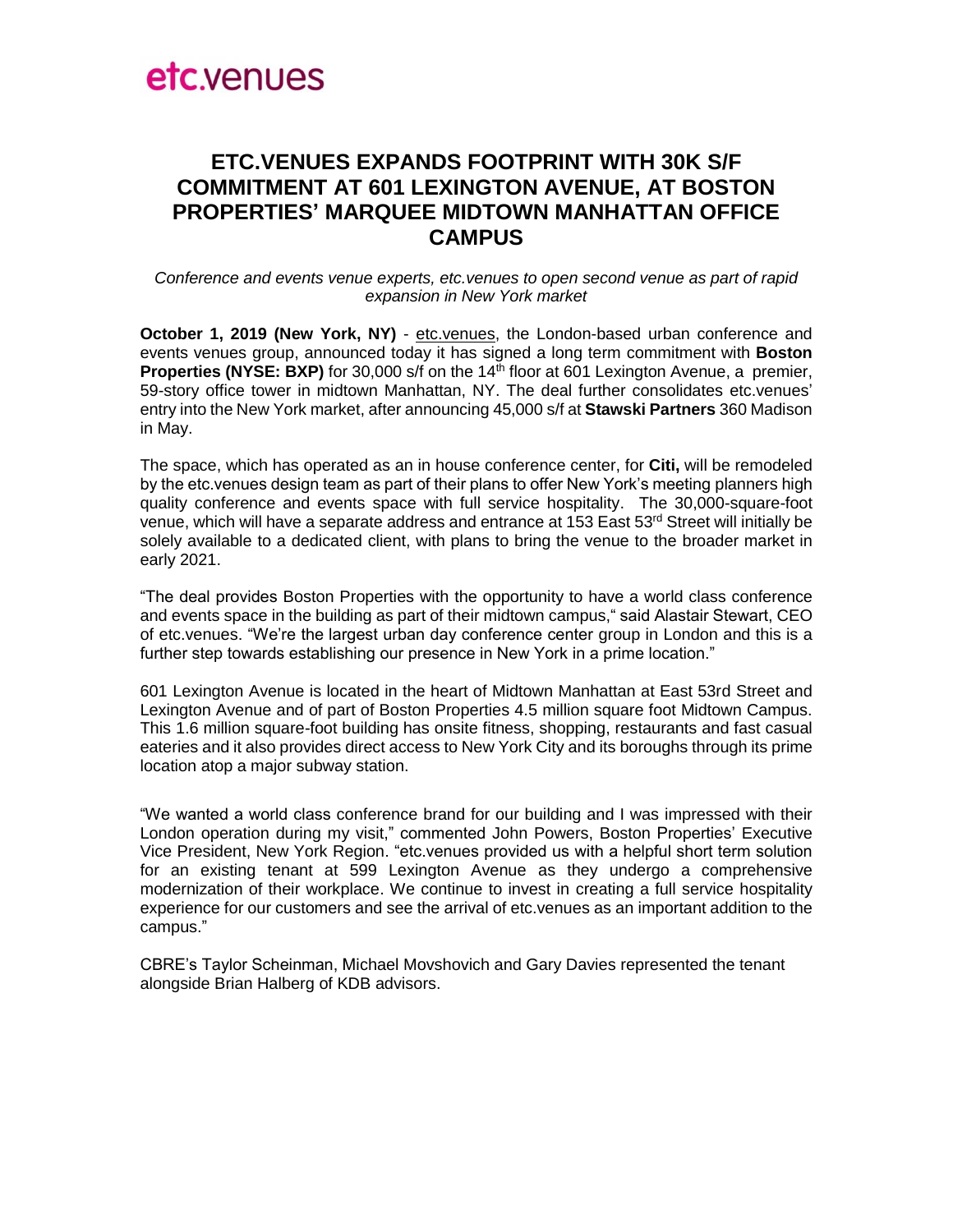etc.venues

# ETC.VENUES EXPANDS FOOTPRINT WITH 30K S/F COMMITMENT AT 601 LEXINGTON AVENUE, AT BOSTON PROPERTIES' MARQUEE MIDTOWN MANHATTAN OFFICE CAMPUS

*Conference and events venue experts, etc.venues to open second venue as part of rapid expansion in New York market*

**October 1, 2019 (New York, NY)** - etc.venues, the London-based urban conference and events venues group, announced today it has signed a long term commitment with **Boston Properties (NYSE: BXP)** for 30,000 s/f on the 14th floor at 601 Lexington Avenue, a premier, 59-story office tower in midtown Manhattan, NY. The deal further consolidates etc.venues' entry into the New York market, after announcing 45,000 s/f at **Stawski Partners** 360 Madison in May.

The space, which has operated as an in house conference center, for **Citi,** will be remodeled by the etc.venues design team as part of their plans to offer New York's meeting planners high quality conference and events space with full service hospitality. The 30,000-square-foot venue, which will have a separate address and entrance at 153 East 53rd Street will initially be solely available to a dedicated client, with plans to bring the venue to the broader market in early 2021.

"The deal provides Boston Properties with the opportunity to have a world class conference and events space in the building as part of their midtown campus," said Alastair Stewart, CEO of etc.venues. "We're the largest urban day conference center group in London and this is a further step towards establishing our presence in New York in a prime location."

601 Lexington Avenue is located in the heart of Midtown Manhattan at East 53rd Street and Lexington Avenue and of part of Boston Properties 4.5 million square foot Midtown Campus. This 1.6 million square-foot building has onsite fitness, shopping, restaurants and fast casual eateries and it also provides direct access to New York City and its boroughs through its prime location atop a major subway station.

"We wanted a world class conference brand for our building and I was impressed with their London operation during my visit," commented John Powers, Boston Properties' Executive Vice President, New York Region. "etc.venues provided us with a helpful short term solution for an existing tenant at 599 Lexington Avenue as they undergo a comprehensive modernization of their workplace. We continue to invest in creating a full service hospitality experience for our customers and see the arrival of etc.venues as an important addition to the campus."

CBRE's Taylor Scheinman, Michael Movshovich and Gary Davies represented the tenant alongside Brian Halberg of KDB advisors.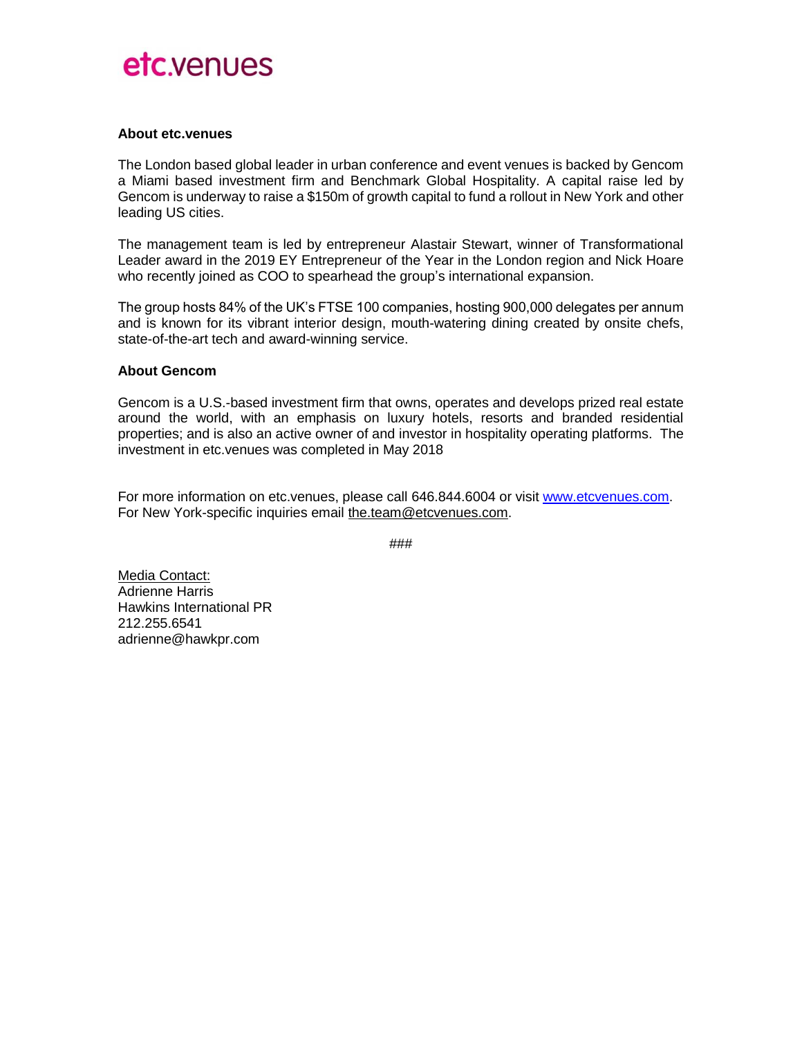etc.venues

**About etc.venues**

The London based global leader in urban conference and event venues is backed by Gencom a Miami based investment firm and Benchmark Global Hospitality. A capital raise led by Gencom is underway to raise a $150m of growth capital to fund a rollout in New York and other leading US cities.

The management team is led by entrepreneur Alastair Stewart, winner of Transformational Leader award in the 2019 EY Entrepreneur of the Year in the London region and Nick Hoare who recently joined as COO to spearhead the group's international expansion.

The group hosts 84% of the UK's FTSE 100 companies, hosting 900,000 delegates per annum and is known for its vibrant interior design, mouth-watering dining created by onsite chefs, state-of-the-art tech and award-winning service.

**About Gencom**

Gencom is a U.S.-based investment firm that owns, operates and develops prized real estate around the world, with an emphasis on luxury hotels, resorts and branded residential properties; and is also an active owner of and investor in hospitality operating platforms. The investment in etc.venues was completed in May 2018

For more information on etc.venues, please call 646.844.6004 or visit www.etcvenues.com. For New York-specific inquiries email the.team@etcvenues.com.

###

Media Contact:
Adrienne Harris
Hawkins International PR
212.255.6541
adrienne@hawkpr.com